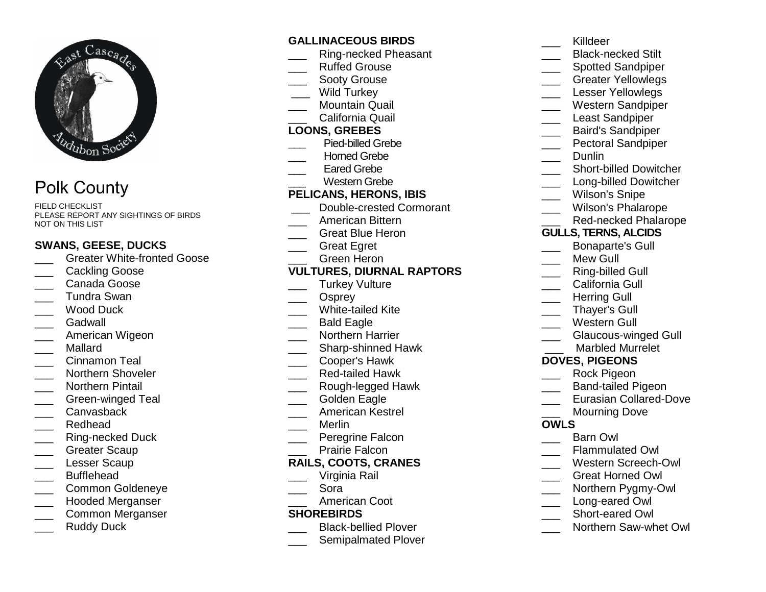# Polk County

FIELD CHECKLIST
PLEASE REPORT ANY SIGHTINGS OF BIRDS NOT ON THIS LIST

**SWANS, GEESE, DUCKS**

___ Greater White-fronted Goose
___ Cackling Goose
___ Canada Goose
___ Tundra Swan
___ Wood Duck
___ Gadwall
___ American Wigeon
___ Mallard
___ Cinnamon Teal
___ Northern Shoveler
___ Northern Pintail
___ Green-winged Teal
___ Canvasback
___ Redhead
___ Ring-necked Duck
___ Greater Scaup
___ Lesser Scaup
___ Bufflehead
___ Common Goldeneye
___ Hooded Merganser
___ Common Merganser
___ Ruddy Duck

**GALLINACEOUS BIRDS**

___ Ring-necked Pheasant
___ Ruffed Grouse
___ Sooty Grouse
___ Wild Turkey
___ Mountain Quail
___ California Quail

**LOONS, GREBES**

___ Pied-billed Grebe
___ Horned Grebe
___ Eared Grebe
___ Western Grebe

**PELICANS, HERONS, IBIS**

___ Double-crested Cormorant
___ American Bittern
___ Great Blue Heron
___ Great Egret
___ Green Heron

**VULTURES, DIURNAL RAPTORS**

___ Turkey Vulture
___ Osprey
___ White-tailed Kite
___ Bald Eagle
___ Northern Harrier
___ Sharp-shinned Hawk
___ Cooper's Hawk
___ Red-tailed Hawk
___ Rough-legged Hawk
___ Golden Eagle
___ American Kestrel
___ Merlin
___ Peregrine Falcon
___ Prairie Falcon

**RAILS, COOTS, CRANES**

___ Virginia Rail
___ Sora
___ American Coot

**SHOREBIRDS**

___ Black-bellied Plover
___ Semipalmated Plover
___ Killdeer
___ Black-necked Stilt
___ Spotted Sandpiper
___ Greater Yellowlegs
___ Lesser Yellowlegs
___ Western Sandpiper
___ Least Sandpiper
___ Baird's Sandpiper
___ Pectoral Sandpiper
___ Dunlin
___ Short-billed Dowitcher
___ Long-billed Dowitcher
___ Wilson's Snipe
___ Wilson's Phalarope
___ Red-necked Phalarope

**GULLS, TERNS, ALCIDS**

___ Bonaparte's Gull
___ Mew Gull
___ Ring-billed Gull
___ California Gull
___ Herring Gull
___ Thayer's Gull
___ Western Gull
___ Glaucous-winged Gull
___ Marbled Murrelet

**DOVES, PIGEONS**

___ Rock Pigeon
___ Band-tailed Pigeon
___ Eurasian Collared-Dove
___ Mourning Dove

**OWLS**

___ Barn Owl
___ Flammulated Owl
___ Western Screech-Owl
___ Great Horned Owl
___ Northern Pygmy-Owl
___ Long-eared Owl
___ Short-eared Owl
___ Northern Saw-whet Owl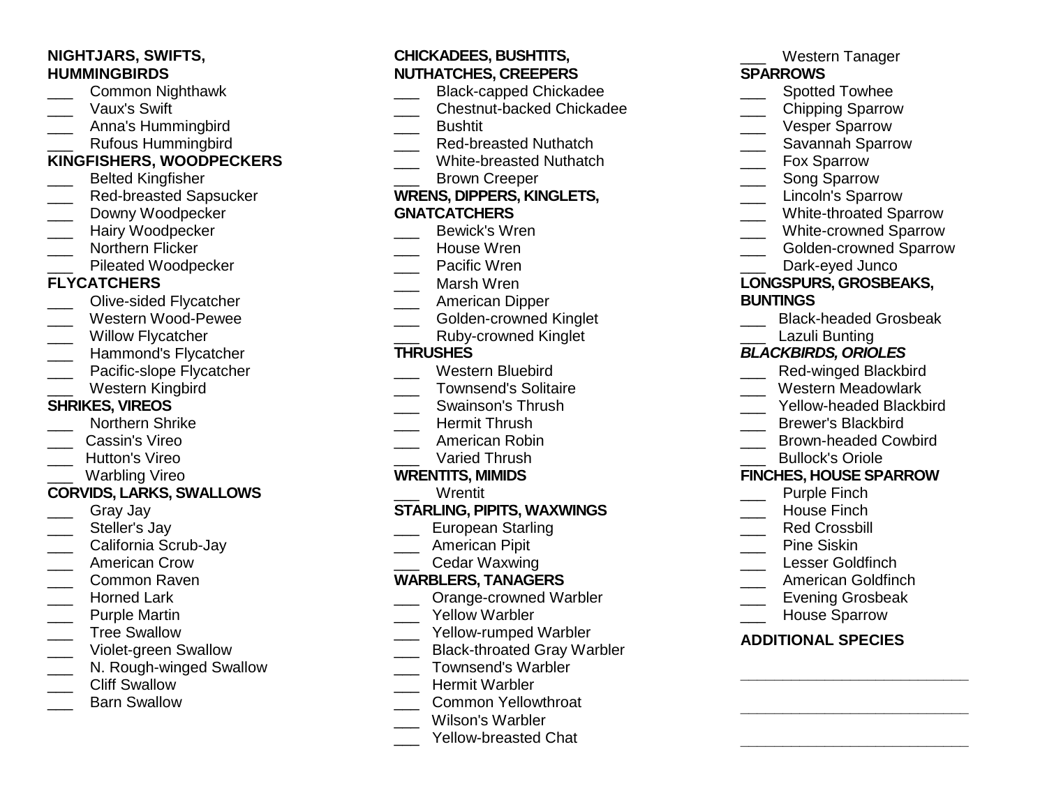**NIGHTJARS, SWIFTS, HUMMINGBIRDS**

___ Common Nighthawk
___ Vaux's Swift
___ Anna's Hummingbird
___ Rufous Hummingbird

**KINGFISHERS, WOODPECKERS**

___ Belted Kingfisher
___ Red-breasted Sapsucker
___ Downy Woodpecker
___ Hairy Woodpecker
___ Northern Flicker
___ Pileated Woodpecker

**FLYCATCHERS**

___ Olive-sided Flycatcher
___ Western Wood-Pewee
___ Willow Flycatcher
___ Hammond's Flycatcher
___ Pacific-slope Flycatcher
___ Western Kingbird

**SHRIKES, VIREOS**

___ Northern Shrike
___ Cassin's Vireo
___ Hutton's Vireo
___ Warbling Vireo

**CORVIDS, LARKS, SWALLOWS**

___ Gray Jay
___ Steller's Jay
___ California Scrub-Jay
___ American Crow
___ Common Raven
___ Horned Lark
___ Purple Martin
___ Tree Swallow
___ Violet-green Swallow
___ N. Rough-winged Swallow
___ Cliff Swallow
___ Barn Swallow

**CHICKADEES, BUSHTITS, NUTHATCHES, CREEPERS**

___ Black-capped Chickadee
___ Chestnut-backed Chickadee
___ Bushtit
___ Red-breasted Nuthatch
___ White-breasted Nuthatch
___ Brown Creeper

**WRENS, DIPPERS, KINGLETS, GNATCATCHERS**

___ Bewick's Wren
___ House Wren
___ Pacific Wren
___ Marsh Wren
___ American Dipper
___ Golden-crowned Kinglet
___ Ruby-crowned Kinglet

**THRUSHES**

___ Western Bluebird
___ Townsend's Solitaire
___ Swainson's Thrush
___ Hermit Thrush
___ American Robin
___ Varied Thrush

**WRENTITS, MIMIDS**

___ Wrentit

**STARLING, PIPITS, WAXWINGS**

___ European Starling
___ American Pipit
___ Cedar Waxwing

**WARBLERS, TANAGERS**

___ Orange-crowned Warbler
___ Yellow Warbler
___ Yellow-rumped Warbler
___ Black-throated Gray Warbler
___ Townsend's Warbler
___ Hermit Warbler
___ Common Yellowthroat
___ Wilson's Warbler
___ Yellow-breasted Chat
___ Western Tanager

**SPARROWS**

___ Spotted Towhee
___ Chipping Sparrow
___ Vesper Sparrow
___ Savannah Sparrow
___ Fox Sparrow
___ Song Sparrow
___ Lincoln's Sparrow
___ White-throated Sparrow
___ White-crowned Sparrow
___ Golden-crowned Sparrow
___ Dark-eyed Junco

**LONGSPURS, GROSBEAKS, BUNTINGS**

___ Black-headed Grosbeak
___ Lazuli Bunting

***BLACKBIRDS, ORIOLES***

___ Red-winged Blackbird
___ Western Meadowlark
___ Yellow-headed Blackbird
___ Brewer's Blackbird
___ Brown-headed Cowbird
___ Bullock's Oriole

**FINCHES, HOUSE SPARROW**

___ Purple Finch
___ House Finch
___ Red Crossbill
___ Pine Siskin
___ Lesser Goldfinch
___ American Goldfinch
___ Evening Grosbeak
___ House Sparrow

**ADDITIONAL SPECIES**

___________________________

___________________________

___________________________